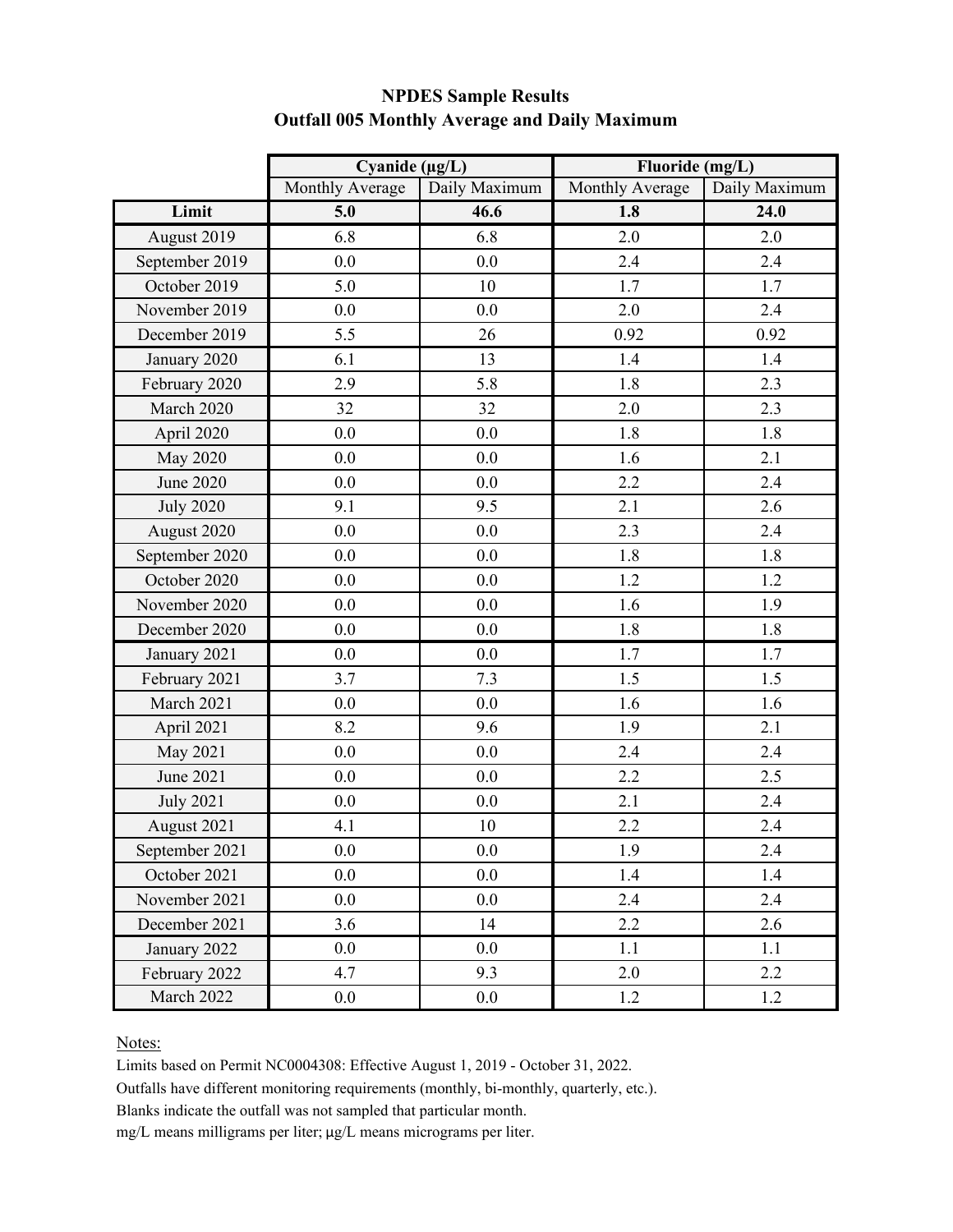# NPDES Sample Results

## Outfall 005 Monthly Average and Daily Maximum

| | Cyanide (µg/L) | | Fluoride (mg/L) | |
|---|---|---|---|---|
| | Monthly Average | Daily Maximum | Monthly Average | Daily Maximum |
| **Limit** | **5.0** | **46.6** | **1.8** | **24.0** |
| August 2019 | 6.8 | 6.8 | 2.0 | 2.0 |
| September 2019 | 0.0 | 0.0 | 2.4 | 2.4 |
| October 2019 | 5.0 | 10 | 1.7 | 1.7 |
| November 2019 | 0.0 | 0.0 | 2.0 | 2.4 |
| December 2019 | 5.5 | 26 | 0.92 | 0.92 |
| January 2020 | 6.1 | 13 | 1.4 | 1.4 |
| February 2020 | 2.9 | 5.8 | 1.8 | 2.3 |
| March 2020 | 32 | 32 | 2.0 | 2.3 |
| April 2020 | 0.0 | 0.0 | 1.8 | 1.8 |
| May 2020 | 0.0 | 0.0 | 1.6 | 2.1 |
| June 2020 | 0.0 | 0.0 | 2.2 | 2.4 |
| July 2020 | 9.1 | 9.5 | 2.1 | 2.6 |
| August 2020 | 0.0 | 0.0 | 2.3 | 2.4 |
| September 2020 | 0.0 | 0.0 | 1.8 | 1.8 |
| October 2020 | 0.0 | 0.0 | 1.2 | 1.2 |
| November 2020 | 0.0 | 0.0 | 1.6 | 1.9 |
| December 2020 | 0.0 | 0.0 | 1.8 | 1.8 |
| January 2021 | 0.0 | 0.0 | 1.7 | 1.7 |
| February 2021 | 3.7 | 7.3 | 1.5 | 1.5 |
| March 2021 | 0.0 | 0.0 | 1.6 | 1.6 |
| April 2021 | 8.2 | 9.6 | 1.9 | 2.1 |
| May 2021 | 0.0 | 0.0 | 2.4 | 2.4 |
| June 2021 | 0.0 | 0.0 | 2.2 | 2.5 |
| July 2021 | 0.0 | 0.0 | 2.1 | 2.4 |
| August 2021 | 4.1 | 10 | 2.2 | 2.4 |
| September 2021 | 0.0 | 0.0 | 1.9 | 2.4 |
| October 2021 | 0.0 | 0.0 | 1.4 | 1.4 |
| November 2021 | 0.0 | 0.0 | 2.4 | 2.4 |
| December 2021 | 3.6 | 14 | 2.2 | 2.6 |
| January 2022 | 0.0 | 0.0 | 1.1 | 1.1 |
| February 2022 | 4.7 | 9.3 | 2.0 | 2.2 |
| March 2022 | 0.0 | 0.0 | 1.2 | 1.2 |

Notes:

Limits based on Permit NC0004308: Effective August 1, 2019 - October 31, 2022.

Outfalls have different monitoring requirements (monthly, bi-monthly, quarterly, etc.).

Blanks indicate the outfall was not sampled that particular month.

mg/L means milligrams per liter; µg/L means micrograms per liter.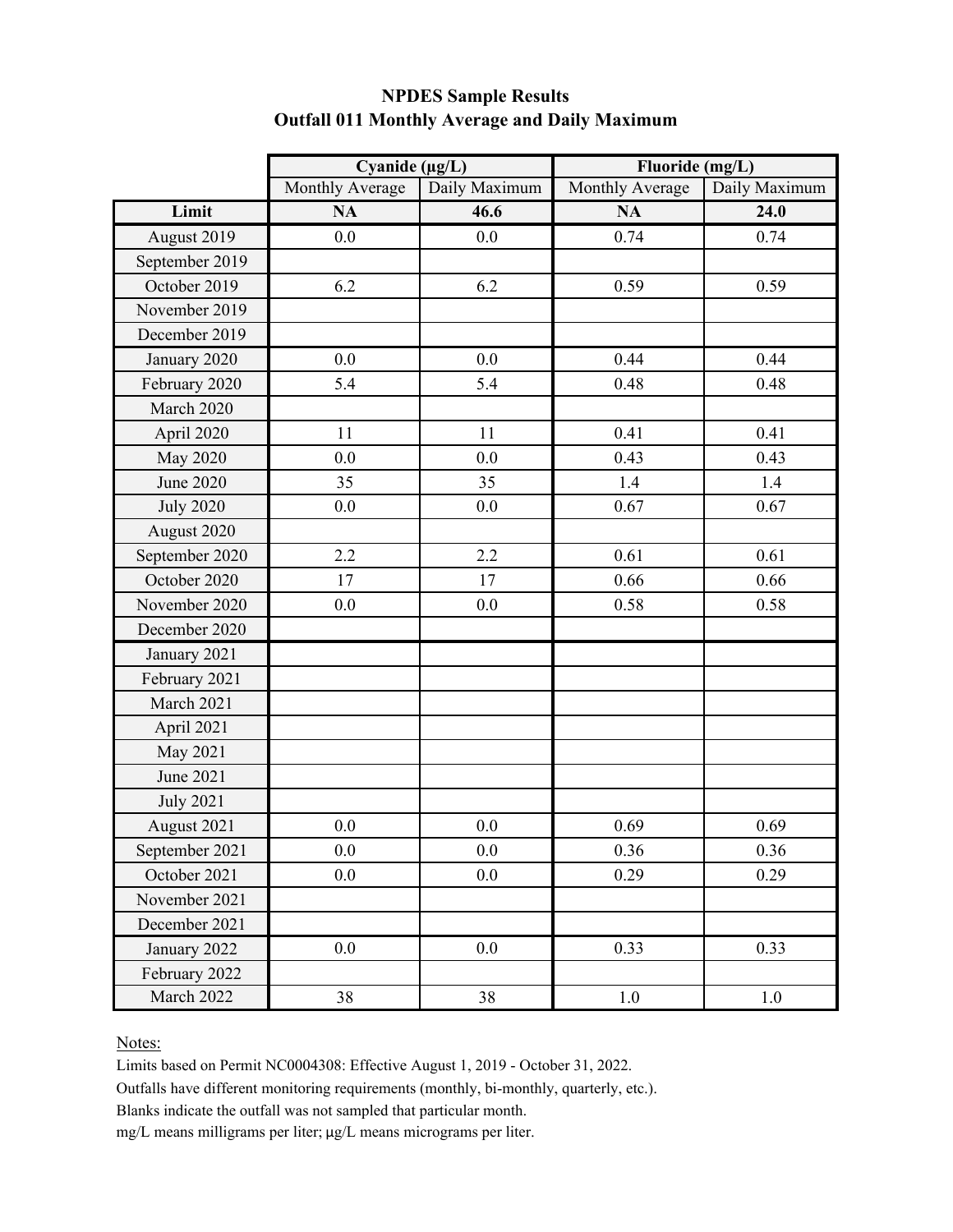# NPDES Sample Results
## Outfall 011 Monthly Average and Daily Maximum

| | Cyanide (µg/L) | | Fluoride (mg/L) | |
|---|---|---|---|---|
| | Monthly Average | Daily Maximum | Monthly Average | Daily Maximum |
| **Limit** | **NA** | **46.6** | **NA** | **24.0** |
| August 2019 | 0.0 | 0.0 | 0.74 | 0.74 |
| September 2019 | | | | |
| October 2019 | 6.2 | 6.2 | 0.59 | 0.59 |
| November 2019 | | | | |
| December 2019 | | | | |
| January 2020 | 0.0 | 0.0 | 0.44 | 0.44 |
| February 2020 | 5.4 | 5.4 | 0.48 | 0.48 |
| March 2020 | | | | |
| April 2020 | 11 | 11 | 0.41 | 0.41 |
| May 2020 | 0.0 | 0.0 | 0.43 | 0.43 |
| June 2020 | 35 | 35 | 1.4 | 1.4 |
| July 2020 | 0.0 | 0.0 | 0.67 | 0.67 |
| August 2020 | | | | |
| September 2020 | 2.2 | 2.2 | 0.61 | 0.61 |
| October 2020 | 17 | 17 | 0.66 | 0.66 |
| November 2020 | 0.0 | 0.0 | 0.58 | 0.58 |
| December 2020 | | | | |
| January 2021 | | | | |
| February 2021 | | | | |
| March 2021 | | | | |
| April 2021 | | | | |
| May 2021 | | | | |
| June 2021 | | | | |
| July 2021 | | | | |
| August 2021 | 0.0 | 0.0 | 0.69 | 0.69 |
| September 2021 | 0.0 | 0.0 | 0.36 | 0.36 |
| October 2021 | 0.0 | 0.0 | 0.29 | 0.29 |
| November 2021 | | | | |
| December 2021 | | | | |
| January 2022 | 0.0 | 0.0 | 0.33 | 0.33 |
| February 2022 | | | | |
| March 2022 | 38 | 38 | 1.0 | 1.0 |

Notes:

Limits based on Permit NC0004308: Effective August 1, 2019 - October 31, 2022.

Outfalls have different monitoring requirements (monthly, bi-monthly, quarterly, etc.).

Blanks indicate the outfall was not sampled that particular month.

mg/L means milligrams per liter; µg/L means micrograms per liter.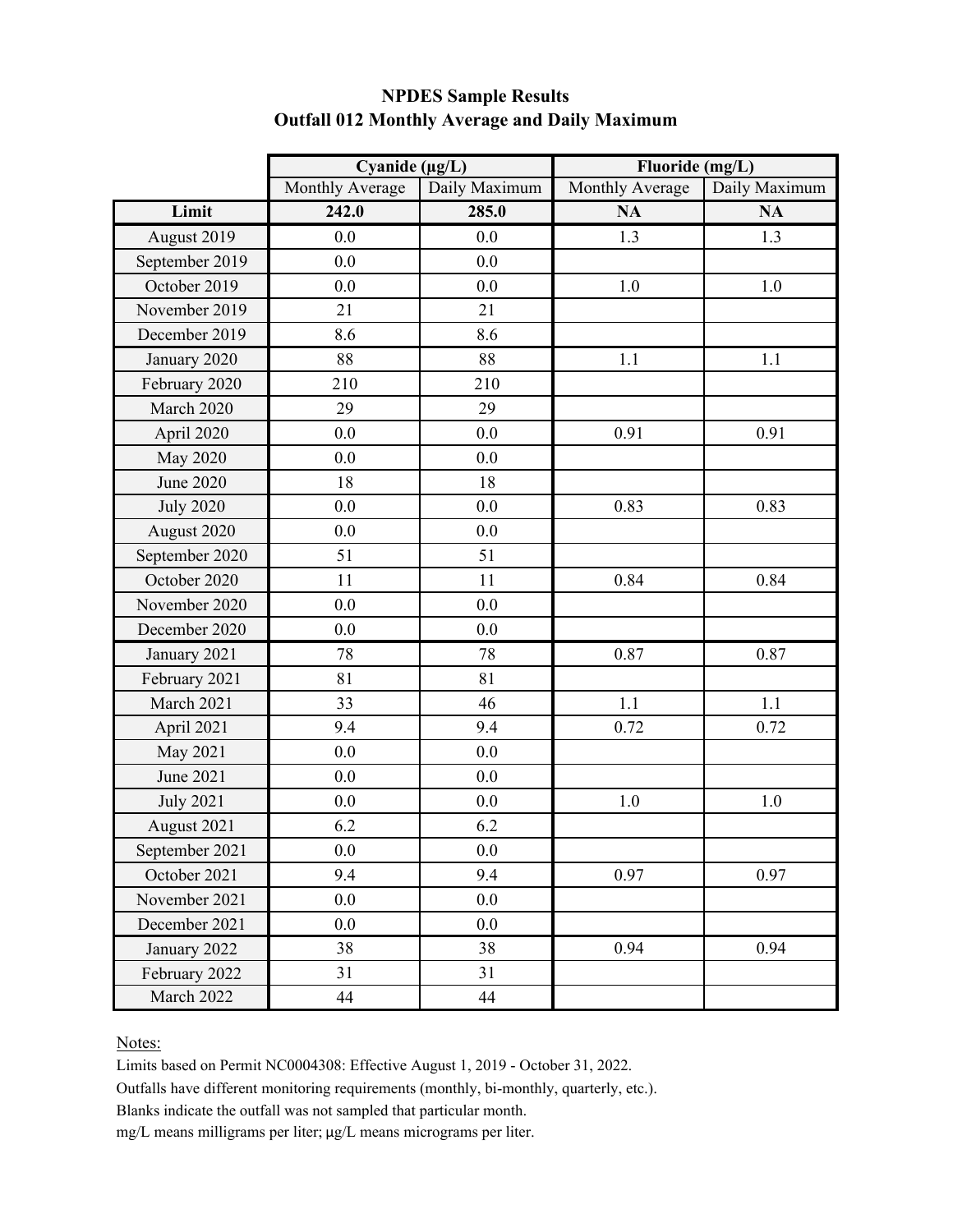# NPDES Sample Results
## Outfall 012 Monthly Average and Daily Maximum

| | Cyanide (μg/L) | | Fluoride (mg/L) | |
|---|---|---|---|---|
| | Monthly Average | Daily Maximum | Monthly Average | Daily Maximum |
| **Limit** | **242.0** | **285.0** | **NA** | **NA** |
| August 2019 | 0.0 | 0.0 | 1.3 | 1.3 |
| September 2019 | 0.0 | 0.0 | | |
| October 2019 | 0.0 | 0.0 | 1.0 | 1.0 |
| November 2019 | 21 | 21 | | |
| December 2019 | 8.6 | 8.6 | | |
| January 2020 | 88 | 88 | 1.1 | 1.1 |
| February 2020 | 210 | 210 | | |
| March 2020 | 29 | 29 | | |
| April 2020 | 0.0 | 0.0 | 0.91 | 0.91 |
| May 2020 | 0.0 | 0.0 | | |
| June 2020 | 18 | 18 | | |
| July 2020 | 0.0 | 0.0 | 0.83 | 0.83 |
| August 2020 | 0.0 | 0.0 | | |
| September 2020 | 51 | 51 | | |
| October 2020 | 11 | 11 | 0.84 | 0.84 |
| November 2020 | 0.0 | 0.0 | | |
| December 2020 | 0.0 | 0.0 | | |
| January 2021 | 78 | 78 | 0.87 | 0.87 |
| February 2021 | 81 | 81 | | |
| March 2021 | 33 | 46 | 1.1 | 1.1 |
| April 2021 | 9.4 | 9.4 | 0.72 | 0.72 |
| May 2021 | 0.0 | 0.0 | | |
| June 2021 | 0.0 | 0.0 | | |
| July 2021 | 0.0 | 0.0 | 1.0 | 1.0 |
| August 2021 | 6.2 | 6.2 | | |
| September 2021 | 0.0 | 0.0 | | |
| October 2021 | 9.4 | 9.4 | 0.97 | 0.97 |
| November 2021 | 0.0 | 0.0 | | |
| December 2021 | 0.0 | 0.0 | | |
| January 2022 | 38 | 38 | 0.94 | 0.94 |
| February 2022 | 31 | 31 | | |
| March 2022 | 44 | 44 | | |

Notes:

Limits based on Permit NC0004308: Effective August 1, 2019 - October 31, 2022.

Outfalls have different monitoring requirements (monthly, bi-monthly, quarterly, etc.).

Blanks indicate the outfall was not sampled that particular month.

mg/L means milligrams per liter; μg/L means micrograms per liter.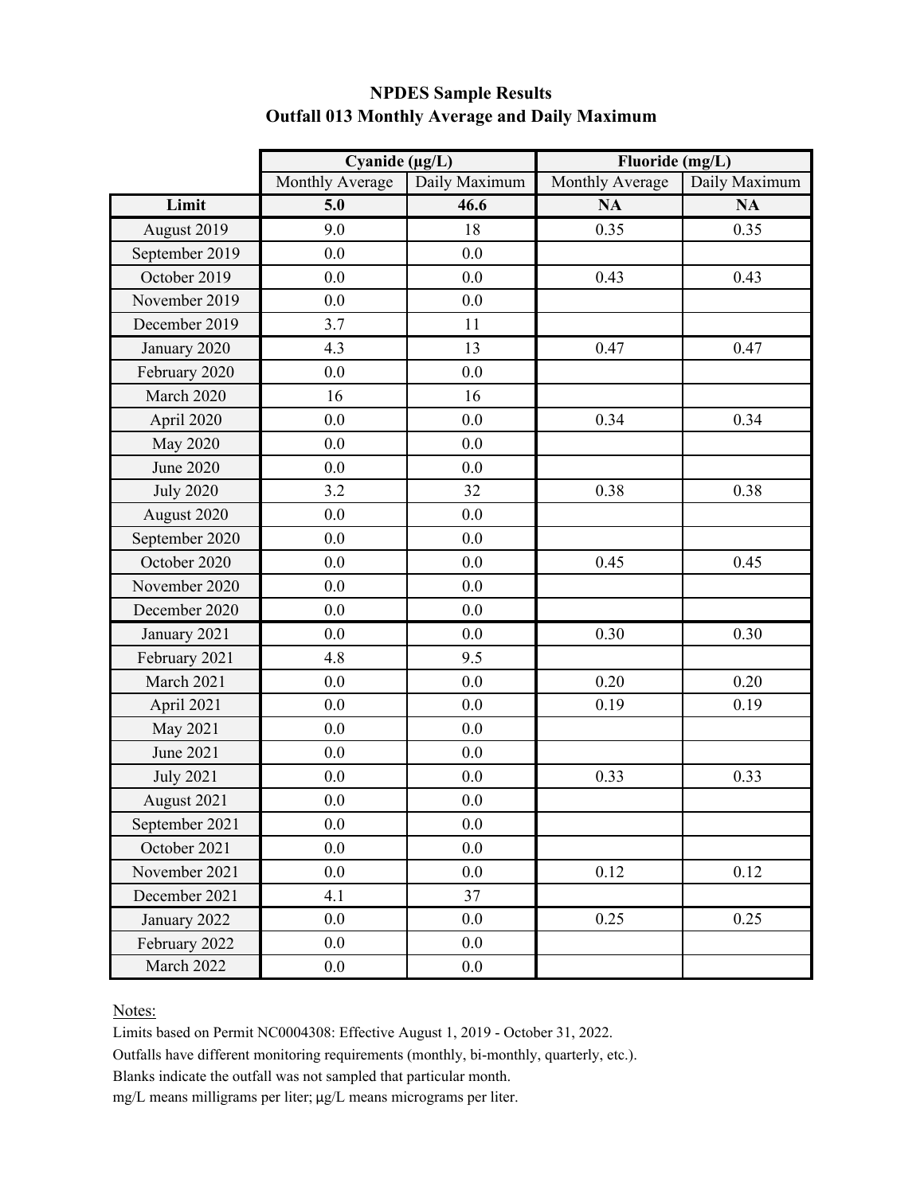# NPDES Sample Results
## Outfall 013 Monthly Average and Daily Maximum

| | Cyanide (µg/L) | | Fluoride (mg/L) | |
|---|---|---|---|---|
| | Monthly Average | Daily Maximum | Monthly Average | Daily Maximum |
| **Limit** | **5.0** | **46.6** | **NA** | **NA** |
| August 2019 | 9.0 | 18 | 0.35 | 0.35 |
| September 2019 | 0.0 | 0.0 | | |
| October 2019 | 0.0 | 0.0 | 0.43 | 0.43 |
| November 2019 | 0.0 | 0.0 | | |
| December 2019 | 3.7 | 11 | | |
| January 2020 | 4.3 | 13 | 0.47 | 0.47 |
| February 2020 | 0.0 | 0.0 | | |
| March 2020 | 16 | 16 | | |
| April 2020 | 0.0 | 0.0 | 0.34 | 0.34 |
| May 2020 | 0.0 | 0.0 | | |
| June 2020 | 0.0 | 0.0 | | |
| July 2020 | 3.2 | 32 | 0.38 | 0.38 |
| August 2020 | 0.0 | 0.0 | | |
| September 2020 | 0.0 | 0.0 | | |
| October 2020 | 0.0 | 0.0 | 0.45 | 0.45 |
| November 2020 | 0.0 | 0.0 | | |
| December 2020 | 0.0 | 0.0 | | |
| January 2021 | 0.0 | 0.0 | 0.30 | 0.30 |
| February 2021 | 4.8 | 9.5 | | |
| March 2021 | 0.0 | 0.0 | 0.20 | 0.20 |
| April 2021 | 0.0 | 0.0 | 0.19 | 0.19 |
| May 2021 | 0.0 | 0.0 | | |
| June 2021 | 0.0 | 0.0 | | |
| July 2021 | 0.0 | 0.0 | 0.33 | 0.33 |
| August 2021 | 0.0 | 0.0 | | |
| September 2021 | 0.0 | 0.0 | | |
| October 2021 | 0.0 | 0.0 | | |
| November 2021 | 0.0 | 0.0 | 0.12 | 0.12 |
| December 2021 | 4.1 | 37 | | |
| January 2022 | 0.0 | 0.0 | 0.25 | 0.25 |
| February 2022 | 0.0 | 0.0 | | |
| March 2022 | 0.0 | 0.0 | | |

Notes:

Limits based on Permit NC0004308: Effective August 1, 2019 - October 31, 2022.

Outfalls have different monitoring requirements (monthly, bi-monthly, quarterly, etc.).

Blanks indicate the outfall was not sampled that particular month.

mg/L means milligrams per liter; µg/L means micrograms per liter.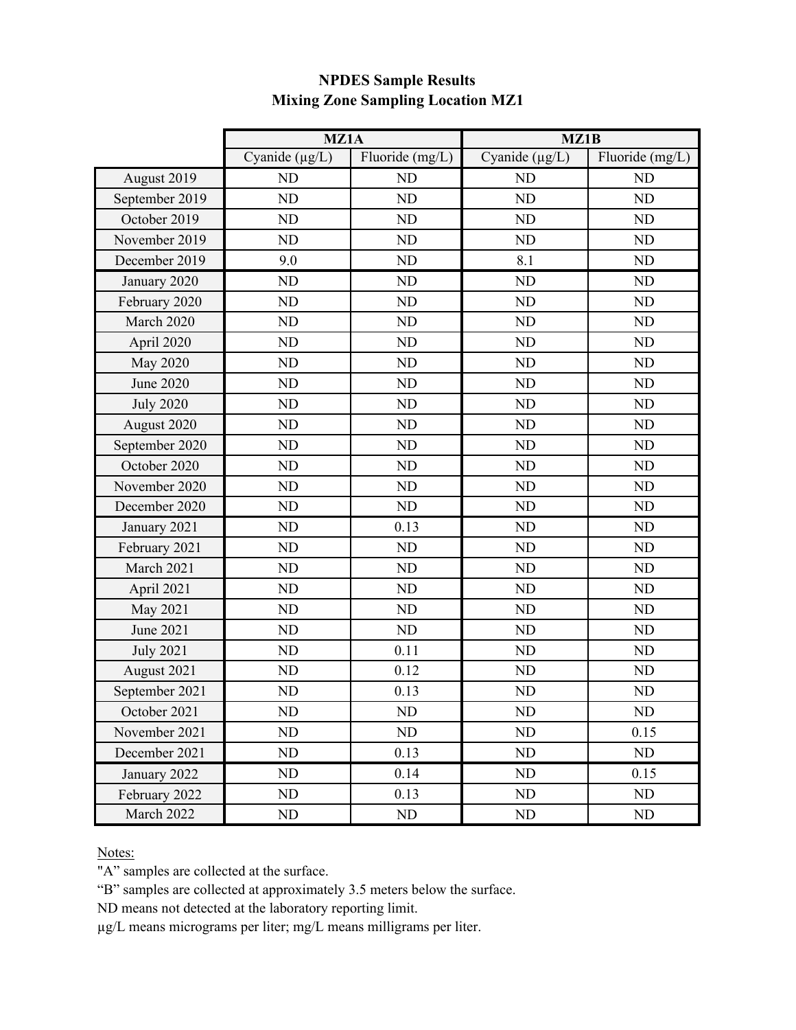# NPDES Sample Results
## Mixing Zone Sampling Location MZ1

| | MZ1A | | MZ1B | |
|---|---|---|---|---|
| | Cyanide (µg/L) | Fluoride (mg/L) | Cyanide (µg/L) | Fluoride (mg/L) |
| August 2019 | ND | ND | ND | ND |
| September 2019 | ND | ND | ND | ND |
| October 2019 | ND | ND | ND | ND |
| November 2019 | ND | ND | ND | ND |
| December 2019 | 9.0 | ND | 8.1 | ND |
| January 2020 | ND | ND | ND | ND |
| February 2020 | ND | ND | ND | ND |
| March 2020 | ND | ND | ND | ND |
| April 2020 | ND | ND | ND | ND |
| May 2020 | ND | ND | ND | ND |
| June 2020 | ND | ND | ND | ND |
| July 2020 | ND | ND | ND | ND |
| August 2020 | ND | ND | ND | ND |
| September 2020 | ND | ND | ND | ND |
| October 2020 | ND | ND | ND | ND |
| November 2020 | ND | ND | ND | ND |
| December 2020 | ND | ND | ND | ND |
| January 2021 | ND | 0.13 | ND | ND |
| February 2021 | ND | ND | ND | ND |
| March 2021 | ND | ND | ND | ND |
| April 2021 | ND | ND | ND | ND |
| May 2021 | ND | ND | ND | ND |
| June 2021 | ND | ND | ND | ND |
| July 2021 | ND | 0.11 | ND | ND |
| August 2021 | ND | 0.12 | ND | ND |
| September 2021 | ND | 0.13 | ND | ND |
| October 2021 | ND | ND | ND | ND |
| November 2021 | ND | ND | ND | 0.15 |
| December 2021 | ND | 0.13 | ND | ND |
| January 2022 | ND | 0.14 | ND | 0.15 |
| February 2022 | ND | 0.13 | ND | ND |
| March 2022 | ND | ND | ND | ND |

Notes:

"A" samples are collected at the surface.

"B" samples are collected at approximately 3.5 meters below the surface.

ND means not detected at the laboratory reporting limit.

µg/L means micrograms per liter; mg/L means milligrams per liter.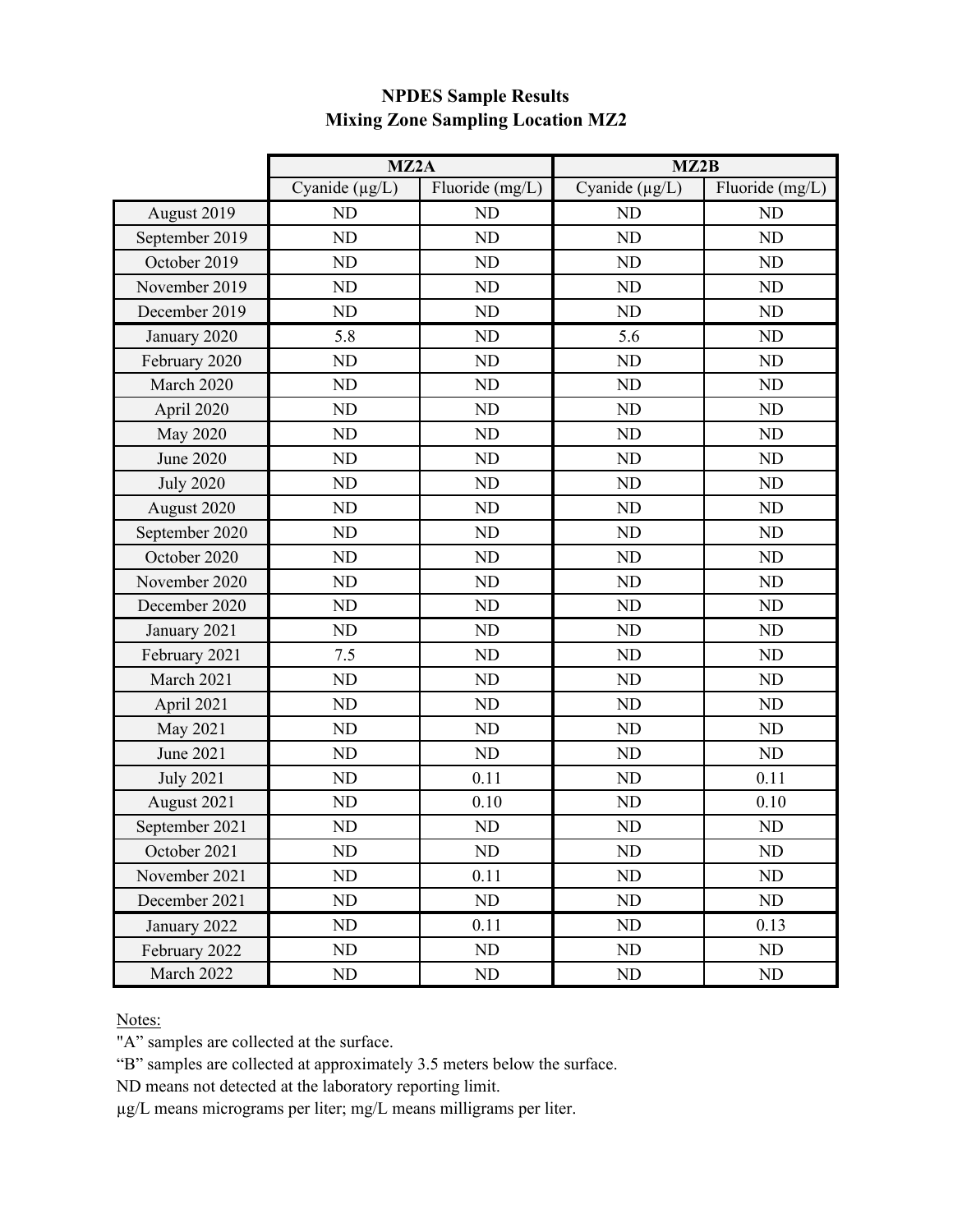**NPDES Sample Results**
**Mixing Zone Sampling Location MZ2**

| | MZ2A | | MZ2B | |
|---|---|---|---|---|
| | Cyanide (µg/L) | Fluoride (mg/L) | Cyanide (µg/L) | Fluoride (mg/L) |
| August 2019 | ND | ND | ND | ND |
| September 2019 | ND | ND | ND | ND |
| October 2019 | ND | ND | ND | ND |
| November 2019 | ND | ND | ND | ND |
| December 2019 | ND | ND | ND | ND |
| January 2020 | 5.8 | ND | 5.6 | ND |
| February 2020 | ND | ND | ND | ND |
| March 2020 | ND | ND | ND | ND |
| April 2020 | ND | ND | ND | ND |
| May 2020 | ND | ND | ND | ND |
| June 2020 | ND | ND | ND | ND |
| July 2020 | ND | ND | ND | ND |
| August 2020 | ND | ND | ND | ND |
| September 2020 | ND | ND | ND | ND |
| October 2020 | ND | ND | ND | ND |
| November 2020 | ND | ND | ND | ND |
| December 2020 | ND | ND | ND | ND |
| January 2021 | ND | ND | ND | ND |
| February 2021 | 7.5 | ND | ND | ND |
| March 2021 | ND | ND | ND | ND |
| April 2021 | ND | ND | ND | ND |
| May 2021 | ND | ND | ND | ND |
| June 2021 | ND | ND | ND | ND |
| July 2021 | ND | 0.11 | ND | 0.11 |
| August 2021 | ND | 0.10 | ND | 0.10 |
| September 2021 | ND | ND | ND | ND |
| October 2021 | ND | ND | ND | ND |
| November 2021 | ND | 0.11 | ND | ND |
| December 2021 | ND | ND | ND | ND |
| January 2022 | ND | 0.11 | ND | 0.13 |
| February 2022 | ND | ND | ND | ND |
| March 2022 | ND | ND | ND | ND |

Notes:
"A" samples are collected at the surface.
"B" samples are collected at approximately 3.5 meters below the surface.
ND means not detected at the laboratory reporting limit.
µg/L means micrograms per liter; mg/L means milligrams per liter.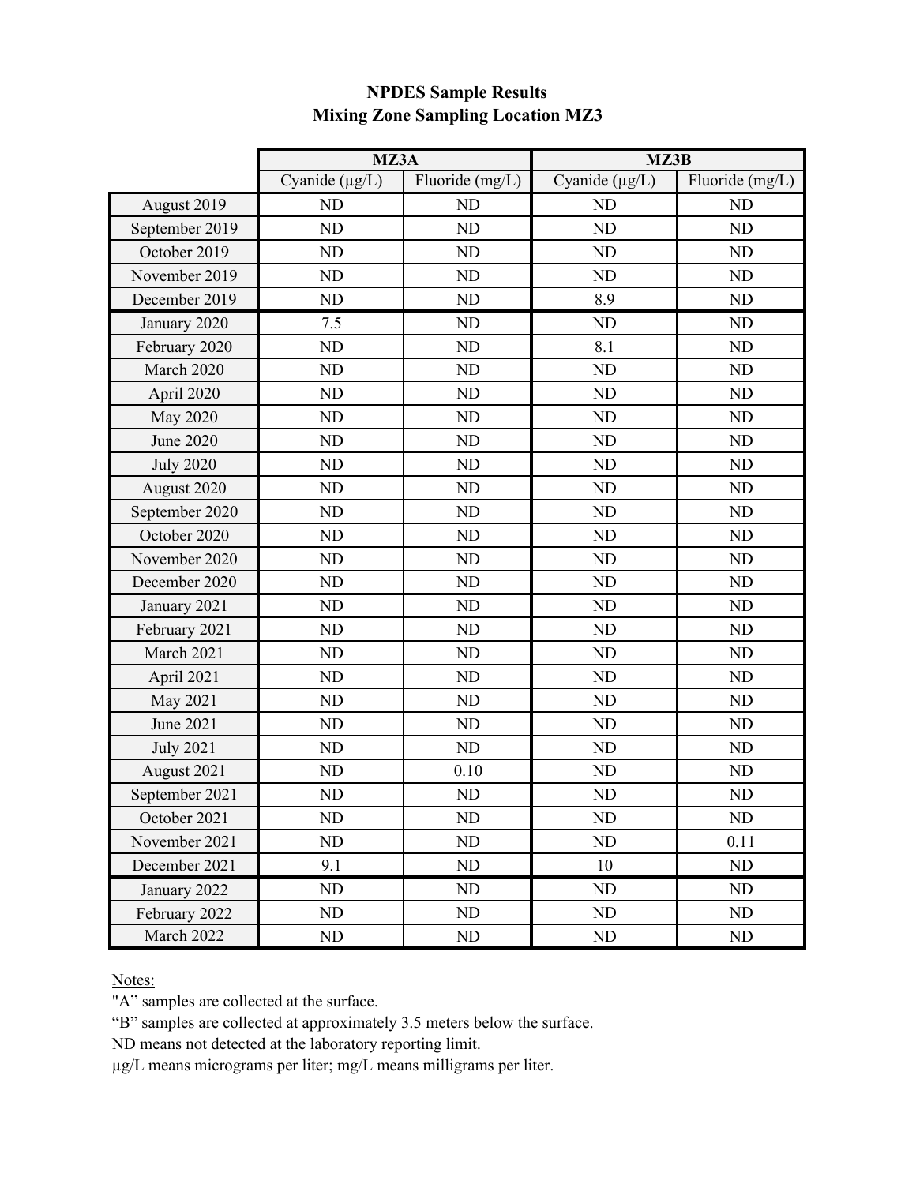**NPDES Sample Results**
**Mixing Zone Sampling Location MZ3**

| | MZ3A | | MZ3B | |
|---|---|---|---|---|
| | Cyanide (µg/L) | Fluoride (mg/L) | Cyanide (µg/L) | Fluoride (mg/L) |
| August 2019 | ND | ND | ND | ND |
| September 2019 | ND | ND | ND | ND |
| October 2019 | ND | ND | ND | ND |
| November 2019 | ND | ND | ND | ND |
| December 2019 | ND | ND | 8.9 | ND |
| January 2020 | 7.5 | ND | ND | ND |
| February 2020 | ND | ND | 8.1 | ND |
| March 2020 | ND | ND | ND | ND |
| April 2020 | ND | ND | ND | ND |
| May 2020 | ND | ND | ND | ND |
| June 2020 | ND | ND | ND | ND |
| July 2020 | ND | ND | ND | ND |
| August 2020 | ND | ND | ND | ND |
| September 2020 | ND | ND | ND | ND |
| October 2020 | ND | ND | ND | ND |
| November 2020 | ND | ND | ND | ND |
| December 2020 | ND | ND | ND | ND |
| January 2021 | ND | ND | ND | ND |
| February 2021 | ND | ND | ND | ND |
| March 2021 | ND | ND | ND | ND |
| April 2021 | ND | ND | ND | ND |
| May 2021 | ND | ND | ND | ND |
| June 2021 | ND | ND | ND | ND |
| July 2021 | ND | ND | ND | ND |
| August 2021 | ND | 0.10 | ND | ND |
| September 2021 | ND | ND | ND | ND |
| October 2021 | ND | ND | ND | ND |
| November 2021 | ND | ND | ND | 0.11 |
| December 2021 | 9.1 | ND | 10 | ND |
| January 2022 | ND | ND | ND | ND |
| February 2022 | ND | ND | ND | ND |
| March 2022 | ND | ND | ND | ND |

Notes:
"A" samples are collected at the surface.
"B" samples are collected at approximately 3.5 meters below the surface.
ND means not detected at the laboratory reporting limit.
µg/L means micrograms per liter; mg/L means milligrams per liter.